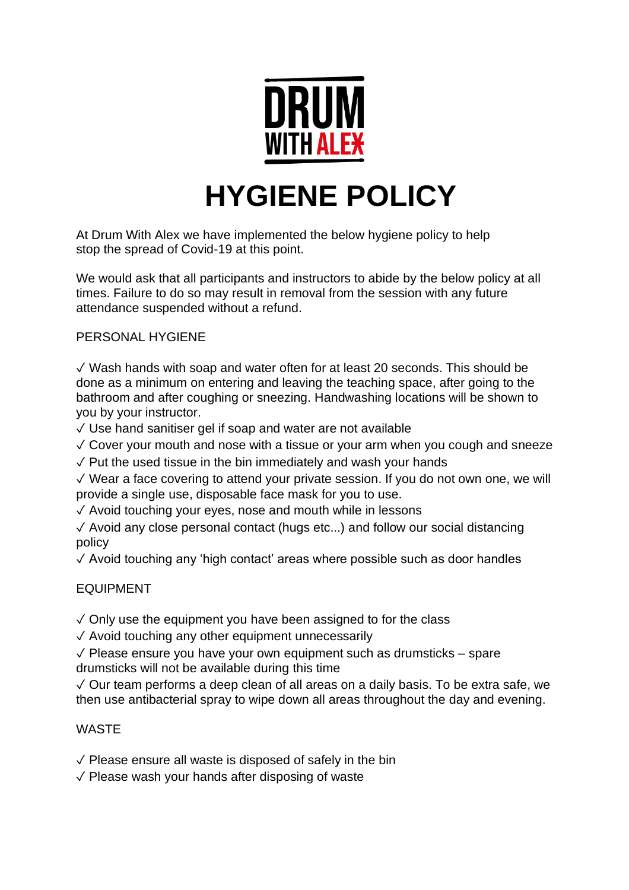DRUM

WITH ALEX

# HYGIENE POLICY

At Drum With Alex we have implemented the below hygiene policy to help stop the spread of Covid-19 at this point.

We would ask that all participants and instructors to abide by the below policy at all times. Failure to do so may result in removal from the session with any future attendance suspended without a refund.

## PERSONAL HYGIENE

✓ Wash hands with soap and water often for at least 20 seconds. This should be done as a minimum on entering and leaving the teaching space, after going to the bathroom and after coughing or sneezing. Handwashing locations will be shown to you by your instructor.
✓ Use hand sanitiser gel if soap and water are not available
✓ Cover your mouth and nose with a tissue or your arm when you cough and sneeze
✓ Put the used tissue in the bin immediately and wash your hands
✓ Wear a face covering to attend your private session. If you do not own one, we will provide a single use, disposable face mask for you to use.
✓ Avoid touching your eyes, nose and mouth while in lessons
✓ Avoid any close personal contact (hugs etc...) and follow our social distancing policy
✓ Avoid touching any 'high contact' areas where possible such as door handles

## EQUIPMENT

✓ Only use the equipment you have been assigned to for the class
✓ Avoid touching any other equipment unnecessarily
✓ Please ensure you have your own equipment such as drumsticks – spare drumsticks will not be available during this time
✓ Our team performs a deep clean of all areas on a daily basis. To be extra safe, we then use antibacterial spray to wipe down all areas throughout the day and evening.

## WASTE

✓ Please ensure all waste is disposed of safely in the bin
✓ Please wash your hands after disposing of waste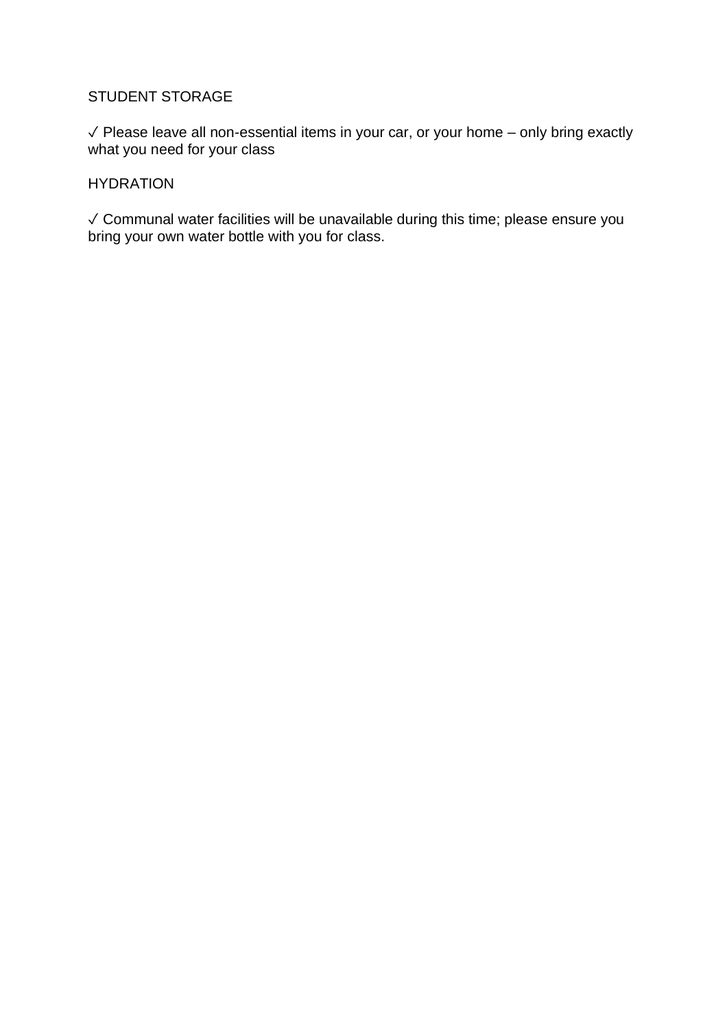STUDENT STORAGE

✓ Please leave all non-essential items in your car, or your home – only bring exactly what you need for your class

HYDRATION

✓ Communal water facilities will be unavailable during this time; please ensure you bring your own water bottle with you for class.